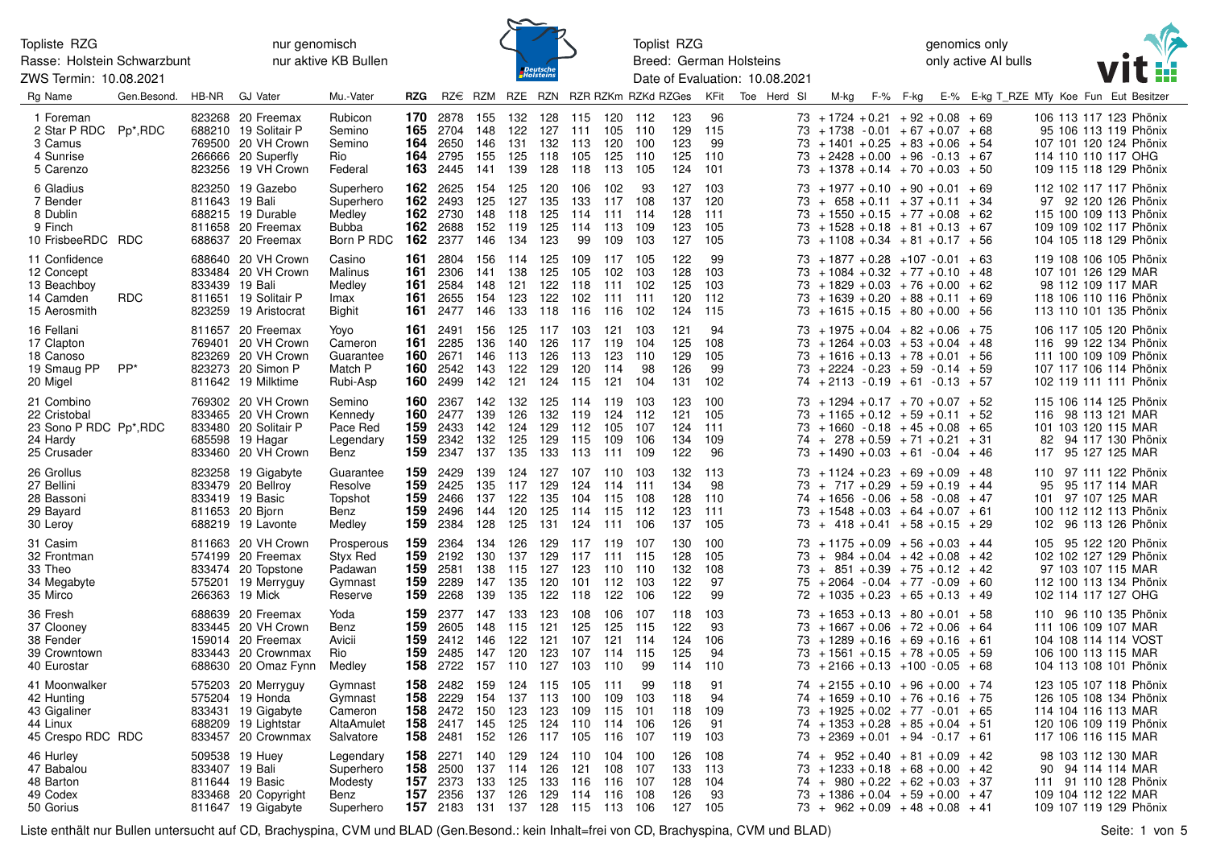Topliste RZG
Rasse: Holstein Schwarzbunt
ZWS Termin: 10.08.2021

nur genomisch
nur aktive KB Bullen

Toplist RZG
Breed: German Holsteins
Date of Evaluation: 10.08.2021

genomics only
only active AI bulls

| Rg | Name | Gen.Besond. | HB-NR | GJ | Vater | Mu.-Vater | RZG | RZ€ | RZM | RZE | RZN | RZR | RZKm | RZKd | RZGes | KFit | Toe | Herd | SI | M-kg | F-% | F-kg | E-% | E-kg | T_RZE | MTy | Koe | Fun | Eut | Besitzer |
|---|---|---|---|---|---|---|---|---|---|---|---|---|---|---|---|---|---|---|---|---|---|---|---|---|---|---|---|---|---|---|
| 1 | Foreman | | 823268 | 20 | Freemax | Rubicon | **170** | 2878 | 155 | 132 | 128 | 115 | 120 | 112 | 123 | 96 | | | 73 | +1724 | +0.21 | +92 | +0.08 | +69 | | 106 | 113 | 117 | 123 | Phönix |
| 2 | Star P RDC | Pp*,RDC | 688210 | 19 | Solitair P | Semino | **165** | 2704 | 148 | 122 | 127 | 111 | 105 | 110 | 129 | 115 | | | 73 | +1738 | -0.01 | +67 | +0.07 | +68 | | 95 | 106 | 113 | 119 | Phönix |
| 3 | Camus | | 769500 | 20 | VH Crown | Semino | **164** | 2650 | 146 | 131 | 132 | 113 | 120 | 100 | 123 | 99 | | | 73 | +1401 | +0.25 | +83 | +0.06 | +54 | | 107 | 101 | 120 | 124 | Phönix |
| 4 | Sunrise | | 266666 | 20 | Superfly | Rio | **164** | 2795 | 155 | 125 | 118 | 105 | 125 | 110 | 125 | 110 | | | 73 | +2428 | +0.00 | +96 | -0.13 | +67 | | 114 | 110 | 110 | 117 | OHG |
| 5 | Carenzo | | 823256 | 19 | VH Crown | Federal | **163** | 2445 | 141 | 139 | 128 | 118 | 113 | 105 | 124 | 101 | | | 73 | +1378 | +0.14 | +70 | +0.03 | +50 | | 109 | 115 | 118 | 129 | Phönix |
| 6 | Gladius | | 823250 | 19 | Gazebo | Superhero | **162** | 2625 | 154 | 125 | 120 | 106 | 102 | 93 | 127 | 103 | | | 73 | +1977 | +0.10 | +90 | +0.01 | +69 | | 112 | 102 | 117 | 117 | Phönix |
| 7 | Bender | | 811643 | 19 | Bali | Superhero | **162** | 2493 | 125 | 127 | 135 | 133 | 117 | 108 | 137 | 120 | | | 73 | + 658 | +0.11 | +37 | +0.11 | +34 | | 97 | 92 | 120 | 126 | Phönix |
| 8 | Dublin | | 688215 | 19 | Durable | Medley | **162** | 2730 | 148 | 118 | 125 | 114 | 111 | 114 | 128 | 111 | | | 73 | +1550 | +0.15 | +77 | +0.08 | +62 | | 115 | 100 | 109 | 113 | Phönix |
| 9 | Finch | | 811658 | 20 | Freemax | Bubba | **162** | 2688 | 152 | 119 | 125 | 114 | 113 | 109 | 123 | 105 | | | 73 | +1528 | +0.18 | +81 | +0.13 | +67 | | 109 | 109 | 102 | 117 | Phönix |
| 10 | FrisbeeRDC | RDC | 688637 | 20 | Freemax | Born P RDC | **162** | 2377 | 146 | 134 | 123 | 99 | 109 | 103 | 127 | 105 | | | 73 | +1108 | +0.34 | +81 | +0.17 | +56 | | 104 | 105 | 118 | 129 | Phönix |
| 11 | Confidence | | 688640 | 20 | VH Crown | Casino | **161** | 2804 | 156 | 114 | 125 | 109 | 117 | 105 | 122 | 99 | | | 73 | +1877 | +0.28 | +107 | -0.01 | +63 | | 119 | 108 | 106 | 105 | Phönix |
| 12 | Concept | | 833484 | 20 | VH Crown | Malinus | **161** | 2306 | 141 | 138 | 125 | 105 | 102 | 103 | 128 | 103 | | | 73 | +1084 | +0.32 | +77 | +0.10 | +48 | | 107 | 101 | 126 | 129 | MAR |
| 13 | Beachboy | | 833439 | 19 | Bali | Medley | **161** | 2584 | 148 | 121 | 122 | 118 | 111 | 102 | 125 | 103 | | | 73 | +1829 | +0.03 | +76 | +0.00 | +62 | | 98 | 112 | 109 | 117 | MAR |
| 14 | Camden | RDC | 811651 | 19 | Solitair P | Imax | **161** | 2655 | 154 | 123 | 122 | 102 | 111 | 111 | 120 | 112 | | | 73 | +1639 | +0.20 | +88 | +0.11 | +69 | | 118 | 106 | 110 | 116 | Phönix |
| 15 | Aerosmith | | 823259 | 19 | Aristocrat | Bighit | **161** | 2477 | 146 | 133 | 118 | 116 | 116 | 102 | 124 | 115 | | | 73 | +1615 | +0.15 | +80 | +0.00 | +56 | | 113 | 110 | 101 | 135 | Phönix |
| 16 | Fellani | | 811657 | 20 | Freemax | Yoyo | **161** | 2491 | 156 | 125 | 117 | 103 | 121 | 103 | 121 | 94 | | | 73 | +1975 | +0.04 | +82 | +0.06 | +75 | | 106 | 117 | 105 | 120 | Phönix |
| 17 | Clapton | | 769401 | 20 | VH Crown | Cameron | **161** | 2285 | 136 | 140 | 126 | 117 | 119 | 104 | 125 | 108 | | | 73 | +1264 | +0.03 | +53 | +0.04 | +48 | | 116 | 99 | 122 | 134 | Phönix |
| 18 | Canoso | | 823269 | 20 | VH Crown | Guarantee | **160** | 2671 | 146 | 113 | 126 | 113 | 123 | 110 | 129 | 105 | | | 73 | +1616 | +0.13 | +78 | +0.01 | +56 | | 111 | 100 | 109 | 109 | Phönix |
| 19 | Smaug PP | PP* | 823273 | 20 | Simon P | Match P | **160** | 2542 | 143 | 122 | 129 | 120 | 114 | 98 | 126 | 99 | | | 73 | +2224 | -0.23 | +59 | -0.14 | +59 | | 107 | 117 | 106 | 114 | Phönix |
| 20 | Migel | | 811642 | 19 | Milktime | Rubi-Asp | **160** | 2499 | 142 | 121 | 124 | 115 | 121 | 104 | 131 | 102 | | | 74 | +2113 | -0.19 | +61 | -0.13 | +57 | | 102 | 119 | 111 | 111 | Phönix |
| 21 | Combino | | 769302 | 20 | VH Crown | Semino | **160** | 2367 | 142 | 132 | 125 | 114 | 119 | 103 | 123 | 100 | | | 73 | +1294 | +0.17 | +70 | +0.07 | +52 | | 115 | 106 | 114 | 125 | Phönix |
| 22 | Cristobal | | 833465 | 20 | VH Crown | Kennedy | **160** | 2477 | 139 | 126 | 132 | 119 | 124 | 112 | 121 | 105 | | | 73 | +1165 | +0.12 | +59 | +0.11 | +52 | | 116 | 98 | 113 | 121 | MAR |
| 23 | Sono P RDC | Pp*,RDC | 833480 | 20 | Solitair P | Pace Red | **159** | 2433 | 142 | 124 | 129 | 112 | 105 | 107 | 124 | 111 | | | 73 | +1660 | -0.18 | +45 | +0.08 | +65 | | 101 | 103 | 120 | 115 | MAR |
| 24 | Hardy | | 685598 | 19 | Hagar | Legendary | **159** | 2342 | 132 | 125 | 129 | 115 | 109 | 106 | 134 | 109 | | | 74 | + 278 | +0.59 | +71 | +0.21 | +31 | | 82 | 94 | 117 | 130 | Phönix |
| 25 | Crusader | | 833460 | 20 | VH Crown | Benz | **159** | 2347 | 137 | 135 | 133 | 113 | 111 | 109 | 122 | 96 | | | 73 | +1490 | +0.03 | +61 | -0.04 | +46 | | 117 | 95 | 127 | 125 | MAR |
| 26 | Grollus | | 823258 | 19 | Gigabyte | Guarantee | **159** | 2429 | 139 | 124 | 127 | 107 | 110 | 103 | 132 | 113 | | | 73 | +1124 | +0.23 | +69 | +0.09 | +48 | | 110 | 97 | 111 | 122 | Phönix |
| 27 | Bellini | | 833479 | 20 | Bellroy | Resolve | **159** | 2425 | 135 | 117 | 129 | 124 | 114 | 111 | 134 | 98 | | | 73 | + 717 | +0.29 | +59 | +0.19 | +44 | | 95 | 95 | 117 | 114 | MAR |
| 28 | Bassoni | | 833419 | 19 | Basic | Topshot | **159** | 2466 | 137 | 122 | 135 | 104 | 115 | 108 | 128 | 110 | | | 74 | +1656 | -0.06 | +58 | -0.08 | +47 | | 101 | 97 | 107 | 125 | MAR |
| 29 | Bayard | | 811653 | 20 | Bjorn | Benz | **159** | 2496 | 144 | 120 | 125 | 114 | 115 | 112 | 123 | 111 | | | 73 | +1548 | +0.03 | +64 | +0.07 | +61 | | 100 | 112 | 112 | 113 | Phönix |
| 30 | Leroy | | 688219 | 19 | Lavonte | Medley | **159** | 2384 | 128 | 125 | 131 | 124 | 111 | 106 | 137 | 105 | | | 73 | + 418 | +0.41 | +58 | +0.15 | +29 | | 102 | 96 | 113 | 126 | Phönix |
| 31 | Casim | | 811663 | 20 | VH Crown | Prosperous | **159** | 2364 | 134 | 126 | 129 | 117 | 119 | 107 | 130 | 100 | | | 73 | +1175 | +0.09 | +56 | +0.03 | +44 | | 105 | 95 | 122 | 120 | Phönix |
| 32 | Frontman | | 574199 | 20 | Freemax | Styx Red | **159** | 2192 | 130 | 137 | 129 | 117 | 111 | 115 | 128 | 105 | | | 73 | + 984 | +0.04 | +42 | +0.08 | +42 | | 102 | 102 | 127 | 129 | Phönix |
| 33 | Theo | | 833474 | 20 | Topstone | Padawan | **159** | 2581 | 138 | 115 | 127 | 123 | 110 | 110 | 132 | 108 | | | 73 | + 851 | +0.39 | +75 | +0.12 | +42 | | 97 | 103 | 107 | 115 | MAR |
| 34 | Megabyte | | 575201 | 19 | Merryguy | Gymnast | **159** | 2289 | 147 | 135 | 120 | 101 | 112 | 103 | 122 | 97 | | | 75 | +2064 | -0.04 | +77 | -0.09 | +60 | | 112 | 100 | 113 | 134 | Phönix |
| 35 | Mirco | | 266363 | 19 | Mick | Reserve | **159** | 2268 | 139 | 135 | 122 | 118 | 122 | 106 | 122 | 99 | | | 72 | +1035 | +0.23 | +65 | +0.13 | +49 | | 102 | 114 | 117 | 127 | OHG |
| 36 | Fresh | | 688639 | 20 | Freemax | Yoda | **159** | 2377 | 147 | 133 | 123 | 108 | 106 | 107 | 118 | 103 | | | 73 | +1653 | +0.13 | +80 | +0.01 | +58 | | 110 | 96 | 110 | 135 | Phönix |
| 37 | Clooney | | 833445 | 20 | VH Crown | Benz | **159** | 2605 | 148 | 115 | 121 | 125 | 125 | 115 | 122 | 93 | | | 73 | +1667 | +0.06 | +72 | +0.06 | +64 | | 111 | 106 | 109 | 107 | MAR |
| 38 | Fender | | 159014 | 20 | Freemax | Avicii | **159** | 2412 | 146 | 122 | 121 | 107 | 121 | 114 | 124 | 106 | | | 73 | +1289 | +0.16 | +69 | +0.16 | +61 | | 104 | 108 | 114 | 114 | VOST |
| 39 | Crowntown | | 833443 | 20 | Crownmax | Rio | **159** | 2485 | 147 | 120 | 123 | 107 | 114 | 115 | 125 | 94 | | | 73 | +1561 | +0.15 | +78 | +0.05 | +59 | | 106 | 100 | 113 | 115 | MAR |
| 40 | Eurostar | | 688630 | 20 | Omaz Fynn | Medley | **158** | 2722 | 157 | 110 | 127 | 103 | 110 | 99 | 114 | 110 | | | 73 | +2166 | +0.13 | +100 | -0.05 | +68 | | 104 | 113 | 108 | 101 | Phönix |
| 41 | Moonwalker | | 575203 | 20 | Merryguy | Gymnast | **158** | 2482 | 159 | 124 | 115 | 105 | 111 | 99 | 118 | 91 | | | 74 | +2155 | +0.10 | +96 | +0.00 | +74 | | 123 | 105 | 107 | 118 | Phönix |
| 42 | Hunting | | 575204 | 19 | Honda | Gymnast | **158** | 2229 | 154 | 137 | 113 | 100 | 109 | 103 | 118 | 94 | | | 74 | +1659 | +0.10 | +76 | +0.16 | +75 | | 126 | 105 | 108 | 134 | Phönix |
| 43 | Gigaliner | | 833431 | 19 | Gigabyte | Cameron | **158** | 2472 | 150 | 123 | 123 | 109 | 115 | 101 | 118 | 109 | | | 73 | +1925 | +0.02 | +77 | -0.01 | +65 | | 114 | 104 | 116 | 113 | MAR |
| 44 | Linux | | 688029 | 19 | Lightstar | AltaAmulet | **158** | 2417 | 145 | 125 | 124 | 110 | 114 | 106 | 126 | 91 | | | 74 | +1353 | +0.28 | +85 | +0.04 | +51 | | 120 | 106 | 109 | 119 | Phönix |
| 45 | Crespo RDC | RDC | 833457 | 20 | Crownmax | Salvatore | **158** | 2481 | 152 | 126 | 117 | 105 | 116 | 107 | 119 | 103 | | | 73 | +2369 | +0.01 | +94 | -0.17 | +61 | | 117 | 106 | 116 | 115 | MAR |
| 46 | Hurley | | 509538 | 19 | Huey | Legendary | **158** | 2271 | 140 | 129 | 124 | 110 | 104 | 100 | 126 | 108 | | | 74 | + 952 | +0.40 | +81 | +0.09 | +42 | | 98 | 103 | 112 | 130 | MAR |
| 47 | Babalou | | 833407 | 19 | Bali | Superhero | **158** | 2500 | 137 | 114 | 126 | 121 | 108 | 107 | 133 | 113 | | | 73 | +1233 | +0.18 | +68 | +0.00 | +42 | | 90 | 94 | 114 | 114 | MAR |
| 48 | Barton | | 811644 | 19 | Basic | Modesty | **157** | 2373 | 133 | 125 | 133 | 116 | 116 | 107 | 128 | 104 | | | 74 | + 980 | +0.22 | +62 | +0.03 | +37 | | 111 | 91 | 110 | 128 | Phönix |
| 49 | Codex | | 833468 | 20 | Copyright | Benz | **157** | 2356 | 137 | 126 | 129 | 114 | 116 | 108 | 126 | 93 | | | 73 | +1386 | +0.04 | +59 | +0.00 | +47 | | 109 | 104 | 112 | 122 | MAR |
| 50 | Gorius | | 811647 | 19 | Gigabyte | Superhero | **157** | 2183 | 131 | 137 | 128 | 115 | 113 | 106 | 127 | 105 | | | 73 | + 962 | +0.09 | +48 | +0.08 | +41 | | 109 | 107 | 119 | 129 | Phönix |

Liste enthält nur Bullen untersucht auf CD, Brachyspina, CVM und BLAD (Gen.Besond.: kein Inhalt=frei von CD, Brachyspina, CVM und BLAD)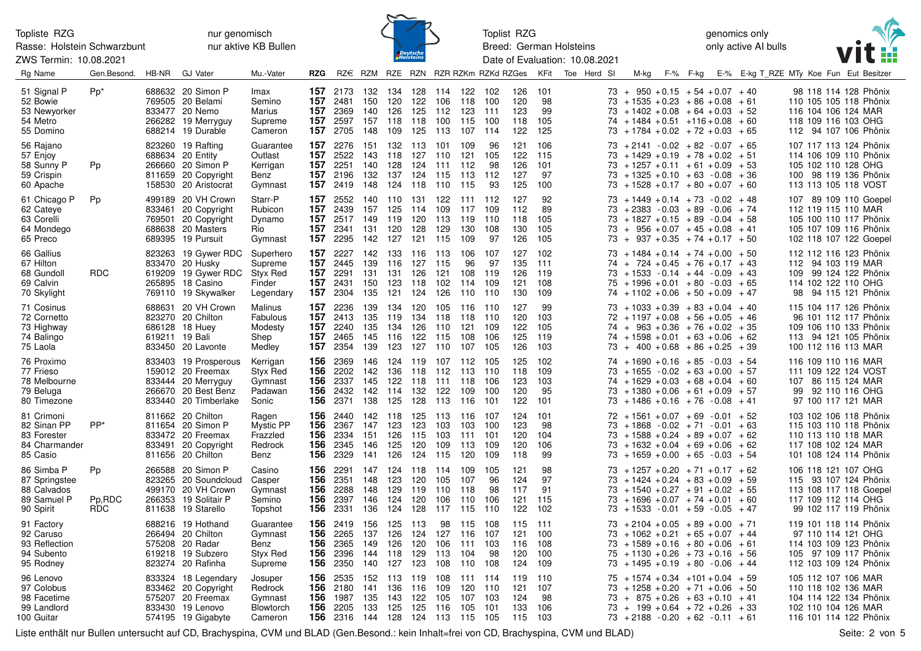Topliste RZG
Rasse: Holstein Schwarzbunt
ZWS Termin: 10.08.2021

nur genomisch
nur aktive KB Bullen

Toplist RZG
Breed: German Holsteins
Date of Evaluation: 10.08.2021

genomics only
only active AI bulls

| Rg | Name | Gen.Besond. | HB-NR | GJ | Vater | Mu.-Vater | RZG | RZ€ | RZM | RZE | RZN | RZR | RZKm | RZKd | RZGes | KFit | Toe | Herd | SI | M-kg | F-% | F-kg | E-% | E-kg | T_RZE | MTy | Koe | Fun | Eut | Besitzer |
|---|---|---|---|---|---|---|---|---|---|---|---|---|---|---|---|---|---|---|---|---|---|---|---|---|---|---|---|---|---|---|
| 51 | Signal P | Pp* | 688632 | 20 | Simon P | Imax | 157 | 2173 | 132 | 134 | 128 | 114 | 122 | 102 | 126 | 101 | | | 73 | + 950 | +0.15 | +54 | +0.07 | +40 | | 98 | 118 | 114 | 128 | Phönix |
| 52 | Bowie | | 769505 | 20 | Belami | Semino | 157 | 2481 | 150 | 120 | 122 | 106 | 118 | 100 | 120 | 98 | | | 73 | +1535 | +0.23 | +86 | +0.08 | +61 | | 110 | 105 | 105 | 118 | Phönix |
| 53 | Newyorker | | 833477 | 20 | Nemo | Marius | 157 | 2369 | 140 | 126 | 125 | 112 | 123 | 111 | 123 | 99 | | | 73 | +1402 | +0.08 | +64 | +0.03 | +52 | | 116 | 104 | 106 | 124 | MAR |
| 54 | Metro | | 266282 | 19 | Merryguy | Supreme | 157 | 2597 | 157 | 118 | 118 | 100 | 115 | 100 | 118 | 105 | | | 74 | +1484 | +0.51 | +116 | +0.08 | +60 | | 118 | 109 | 116 | 103 | OHG |
| 55 | Domino | | 688214 | 19 | Durable | Cameron | 157 | 2705 | 148 | 109 | 125 | 113 | 107 | 114 | 122 | 125 | | | 73 | +1784 | +0.02 | +72 | +0.03 | +65 | | 112 | 94 | 107 | 106 | Phönix |
| 56 | Rajano | | 823260 | 19 | Rafting | Guarantee | 157 | 2276 | 151 | 132 | 113 | 101 | 109 | 96 | 121 | 106 | | | 73 | +2141 | -0.02 | +82 | -0.07 | +65 | | 107 | 117 | 113 | 124 | Phönix |
| 57 | Enjoy | | 688634 | 20 | Entity | Outlast | 157 | 2522 | 143 | 118 | 127 | 110 | 121 | 105 | 122 | 115 | | | 73 | +1429 | +0.19 | +78 | +0.02 | +51 | | 114 | 106 | 109 | 110 | Phönix |
| 58 | Sunny P | Pp | 266660 | 20 | Simon P | Kerrigan | 157 | 2251 | 140 | 128 | 124 | 111 | 112 | 98 | 126 | 101 | | | 73 | +1257 | +0.11 | +61 | +0.09 | +53 | | 105 | 102 | 110 | 128 | OHG |
| 59 | Crispin | | 811659 | 20 | Copyright | Benz | 157 | 2196 | 132 | 137 | 124 | 115 | 113 | 112 | 127 | 97 | | | 73 | +1325 | +0.10 | +63 | -0.08 | +36 | | 100 | 98 | 119 | 136 | Phönix |
| 60 | Apache | | 158530 | 20 | Aristocrat | Gymnast | 157 | 2419 | 148 | 124 | 118 | 110 | 115 | 93 | 125 | 100 | | | 73 | +1528 | +0.17 | +80 | +0.07 | +60 | | 113 | 113 | 105 | 118 | VOST |
| 61 | Chicago P | Pp | 499189 | 20 | VH Crown | Starr-P | 157 | 2552 | 140 | 110 | 131 | 122 | 111 | 112 | 127 | 92 | | | 73 | +1449 | +0.14 | +73 | -0.02 | +48 | | 107 | 89 | 109 | 110 | Goepel |
| 62 | Cateye | | 833461 | 20 | Copyright | Rubicon | 157 | 2439 | 157 | 125 | 114 | 109 | 117 | 109 | 112 | 89 | | | 73 | +2383 | -0.03 | +89 | -0.06 | +74 | | 112 | 119 | 115 | 110 | MAR |
| 63 | Corelli | | 769501 | 20 | Copyright | Dynamo | 157 | 2517 | 149 | 119 | 120 | 113 | 119 | 110 | 118 | 105 | | | 73 | +1827 | +0.15 | +89 | -0.04 | +58 | | 105 | 100 | 110 | 117 | Phönix |
| 64 | Mondego | | 688638 | 20 | Masters | Rio | 157 | 2341 | 131 | 120 | 128 | 129 | 130 | 108 | 130 | 105 | | | 73 | + 956 | +0.07 | +45 | +0.08 | +41 | | 105 | 107 | 109 | 116 | Phönix |
| 65 | Preco | | 689395 | 19 | Pursuit | Gymnast | 157 | 2295 | 142 | 127 | 121 | 115 | 109 | 97 | 126 | 105 | | | 73 | + 937 | +0.35 | +74 | +0.17 | +50 | | 102 | 118 | 107 | 122 | Goepel |
| 66 | Gallius | | 823263 | 19 | Gywer RDC | Superhero | 157 | 2227 | 142 | 133 | 116 | 113 | 106 | 107 | 127 | 102 | | | 73 | +1484 | +0.14 | +74 | +0.00 | +50 | | 112 | 112 | 116 | 123 | Phönix |
| 67 | Hilton | | 833470 | 20 | Husky | Supreme | 157 | 2445 | 139 | 116 | 127 | 115 | 96 | 97 | 135 | 111 | | | 74 | + 724 | +0.45 | +76 | +0.17 | +43 | | 112 | 94 | 103 | 119 | MAR |
| 68 | Gundoll | RDC | 619209 | 19 | Gywer RDC | Styx Red | 157 | 2291 | 131 | 131 | 126 | 121 | 108 | 119 | 126 | 119 | | | 73 | +1533 | -0.14 | +44 | -0.09 | +43 | | 109 | 99 | 124 | 122 | Phönix |
| 69 | Calvin | | 265895 | 18 | Casino | Finder | 157 | 2431 | 150 | 123 | 118 | 102 | 114 | 109 | 121 | 108 | | | 75 | +1996 | +0.01 | +80 | -0.03 | +65 | | 114 | 102 | 122 | 110 | OHG |
| 70 | Skylight | | 769110 | 19 | Skywalker | Legendary | 157 | 2304 | 135 | 121 | 124 | 126 | 110 | 110 | 130 | 109 | | | 74 | +1102 | +0.06 | +50 | +0.09 | +47 | | 98 | 94 | 115 | 121 | Phönix |
| 71 | Cosinus | | 688631 | 20 | VH Crown | Malinus | 157 | 2236 | 139 | 134 | 120 | 105 | 116 | 110 | 127 | 99 | | | 73 | +1033 | +0.39 | +83 | +0.04 | +40 | | 115 | 104 | 117 | 126 | Phönix |
| 72 | Cornetto | | 823270 | 20 | Chilton | Fabulous | 157 | 2413 | 135 | 119 | 134 | 118 | 118 | 110 | 120 | 103 | | | 72 | +1197 | +0.08 | +56 | +0.05 | +46 | | 96 | 101 | 112 | 117 | Phönix |
| 73 | Highway | | 686128 | 18 | Huey | Modesty | 157 | 2240 | 135 | 134 | 126 | 110 | 121 | 109 | 122 | 105 | | | 74 | + 963 | +0.36 | +78 | +0.02 | +35 | | 109 | 106 | 110 | 133 | Phönix |
| 74 | Balingo | | 619211 | 19 | Bali | Shep | 157 | 2465 | 145 | 116 | 122 | 115 | 108 | 106 | 125 | 119 | | | 74 | +1598 | +0.01 | +63 | +0.06 | +62 | | 113 | 94 | 121 | 105 | Phönix |
| 75 | Laola | | 833450 | 20 | Lavonte | Medley | 157 | 2354 | 139 | 123 | 127 | 110 | 107 | 105 | 126 | 103 | | | 73 | + 400 | +0.68 | +86 | +0.25 | +39 | | 100 | 112 | 116 | 113 | MAR |
| 76 | Proximo | | 833403 | 19 | Prosperous | Kerrigan | 156 | 2369 | 146 | 124 | 119 | 107 | 112 | 105 | 125 | 102 | | | 74 | +1690 | +0.16 | +85 | -0.03 | +54 | | 116 | 109 | 110 | 116 | MAR |
| 77 | Frieso | | 159012 | 20 | Freemax | Styx Red | 156 | 2202 | 142 | 136 | 118 | 112 | 113 | 110 | 118 | 109 | | | 73 | +1655 | -0.02 | +63 | +0.00 | +57 | | 111 | 109 | 122 | 124 | VOST |
| 78 | Melbourne | | 833444 | 20 | Merryguy | Gymnast | 156 | 2337 | 145 | 122 | 118 | 111 | 118 | 106 | 123 | 103 | | | 74 | +1629 | +0.03 | +68 | +0.04 | +60 | | 107 | 86 | 115 | 124 | MAR |
| 79 | Beluga | | 266670 | 20 | Best Benz | Padawan | 156 | 2432 | 142 | 114 | 132 | 122 | 109 | 100 | 120 | 95 | | | 73 | +1380 | +0.06 | +61 | +0.09 | +57 | | 99 | 92 | 110 | 116 | OHG |
| 80 | Timezone | | 833440 | 20 | Timberlake | Sonic | 156 | 2371 | 138 | 125 | 128 | 113 | 116 | 101 | 122 | 101 | | | 73 | +1486 | +0.16 | +76 | -0.08 | +41 | | 97 | 100 | 117 | 121 | MAR |
| 81 | Crimoni | | 811662 | 20 | Chilton | Ragen | 156 | 2440 | 142 | 118 | 125 | 113 | 116 | 107 | 124 | 101 | | | 72 | +1561 | +0.07 | +69 | -0.01 | +52 | | 103 | 102 | 106 | 118 | Phönix |
| 82 | Sinan PP | PP* | 811654 | 20 | Simon P | Mystic PP | 156 | 2367 | 147 | 123 | 123 | 103 | 103 | 100 | 123 | 98 | | | 73 | +1868 | -0.02 | +71 | -0.01 | +63 | | 115 | 103 | 110 | 118 | Phönix |
| 83 | Forester | | 833472 | 20 | Freemax | Frazzled | 156 | 2334 | 151 | 126 | 115 | 103 | 111 | 101 | 120 | 104 | | | 73 | +1588 | +0.24 | +89 | +0.07 | +62 | | 110 | 113 | 110 | 118 | MAR |
| 84 | Charmander | | 833491 | 20 | Copyright | Redrock | 156 | 2345 | 146 | 125 | 120 | 109 | 113 | 109 | 120 | 106 | | | 73 | +1632 | +0.04 | +69 | +0.06 | +62 | | 117 | 108 | 102 | 124 | MAR |
| 85 | Casio | | 811656 | 20 | Chilton | Benz | 156 | 2329 | 141 | 126 | 124 | 115 | 120 | 109 | 118 | 99 | | | 73 | +1659 | +0.00 | +65 | -0.03 | +54 | | 101 | 108 | 124 | 114 | Phönix |
| 86 | Simba P | Pp | 266588 | 20 | Simon P | Casino | 156 | 2291 | 147 | 124 | 118 | 114 | 109 | 105 | 121 | 98 | | | 73 | +1257 | +0.20 | +71 | +0.17 | +62 | | 106 | 118 | 121 | 107 | OHG |
| 87 | Springstee | | 823265 | 20 | Soundcloud | Casper | 156 | 2351 | 148 | 123 | 120 | 105 | 107 | 96 | 124 | 97 | | | 73 | +1424 | +0.24 | +83 | +0.09 | +59 | | 115 | 93 | 107 | 124 | Phönix |
| 88 | Calvados | | 499170 | 20 | VH Crown | Gymnast | 156 | 2288 | 148 | 129 | 119 | 110 | 118 | 98 | 117 | 91 | | | 73 | +1540 | +0.27 | +91 | +0.02 | +55 | | 113 | 108 | 117 | 118 | Goepel |
| 89 | Samuel P | Pp,RDC | 266353 | 19 | Solitair P | Semino | 156 | 2397 | 146 | 124 | 120 | 106 | 110 | 106 | 121 | 115 | | | 73 | +1696 | +0.07 | +74 | +0.01 | +60 | | 117 | 109 | 112 | 114 | OHG |
| 90 | Spirit | RDC | 811638 | 19 | Starello | Topshot | 156 | 2331 | 136 | 124 | 128 | 117 | 115 | 110 | 122 | 102 | | | 73 | +1533 | -0.01 | +59 | -0.05 | +47 | | 99 | 102 | 117 | 119 | Phönix |
| 91 | Factory | | 688216 | 19 | Hothand | Guarantee | 156 | 2419 | 156 | 125 | 113 | 98 | 115 | 108 | 115 | 111 | | | 73 | +2104 | +0.05 | +89 | +0.00 | +71 | | 119 | 101 | 118 | 114 | Phönix |
| 92 | Caruso | | 266494 | 20 | Chilton | Gymnast | 156 | 2265 | 137 | 126 | 124 | 127 | 116 | 107 | 121 | 100 | | | 73 | +1062 | +0.21 | +65 | +0.07 | +44 | | 97 | 110 | 114 | 121 | OHG |
| 93 | Reflection | | 575208 | 20 | Radar | Benz | 156 | 2365 | 149 | 126 | 120 | 106 | 111 | 103 | 116 | 108 | | | 73 | +1589 | +0.16 | +80 | +0.06 | +61 | | 114 | 103 | 109 | 123 | Phönix |
| 94 | Subento | | 619218 | 19 | Subzero | Styx Red | 156 | 2396 | 144 | 118 | 129 | 113 | 104 | 98 | 120 | 100 | | | 75 | +1130 | +0.26 | +73 | +0.16 | +56 | | 105 | 97 | 109 | 117 | Phönix |
| 95 | Rodney | | 823274 | 20 | Rafinha | Supreme | 156 | 2350 | 140 | 127 | 123 | 108 | 110 | 108 | 124 | 109 | | | 73 | +1495 | +0.19 | +80 | -0.06 | +44 | | 112 | 103 | 109 | 124 | Phönix |
| 96 | Lenovo | | 833324 | 18 | Legendary | Josuper | 156 | 2535 | 152 | 113 | 119 | 108 | 111 | 114 | 119 | 110 | | | 75 | +1574 | +0.34 | +101 | +0.04 | +59 | | 105 | 112 | 107 | 106 | MAR |
| 97 | Colobus | | 833462 | 20 | Copyright | Redrock | 156 | 2180 | 141 | 136 | 116 | 109 | 120 | 110 | 121 | 107 | | | 73 | +1258 | +0.20 | +71 | +0.06 | +50 | | 110 | 118 | 102 | 136 | MAR |
| 98 | Facetime | | 575207 | 20 | Freemax | Gymnast | 156 | 1987 | 135 | 143 | 122 | 105 | 107 | 103 | 124 | 98 | | | 73 | + 875 | +0.26 | +63 | +0.10 | +41 | | 104 | 114 | 122 | 134 | Phönix |
| 99 | Landlord | | 833430 | 19 | Lenovo | Blowtorch | 156 | 2205 | 133 | 125 | 125 | 116 | 105 | 101 | 133 | 106 | | | 73 | + 199 | +0.64 | +72 | +0.26 | +33 | | 102 | 110 | 104 | 126 | MAR |
| 100 | Guitar | | 574195 | 19 | Gigabyte | Cameron | 156 | 2316 | 144 | 128 | 124 | 113 | 115 | 105 | 115 | 103 | | | 73 | +2188 | -0.20 | +62 | -0.11 | +61 | | 116 | 101 | 114 | 122 | Phönix |

Liste enthält nur Bullen untersucht auf CD, Brachyspina, CVM und BLAD (Gen.Besond.: kein Inhalt=frei von CD, Brachyspina, CVM und BLAD)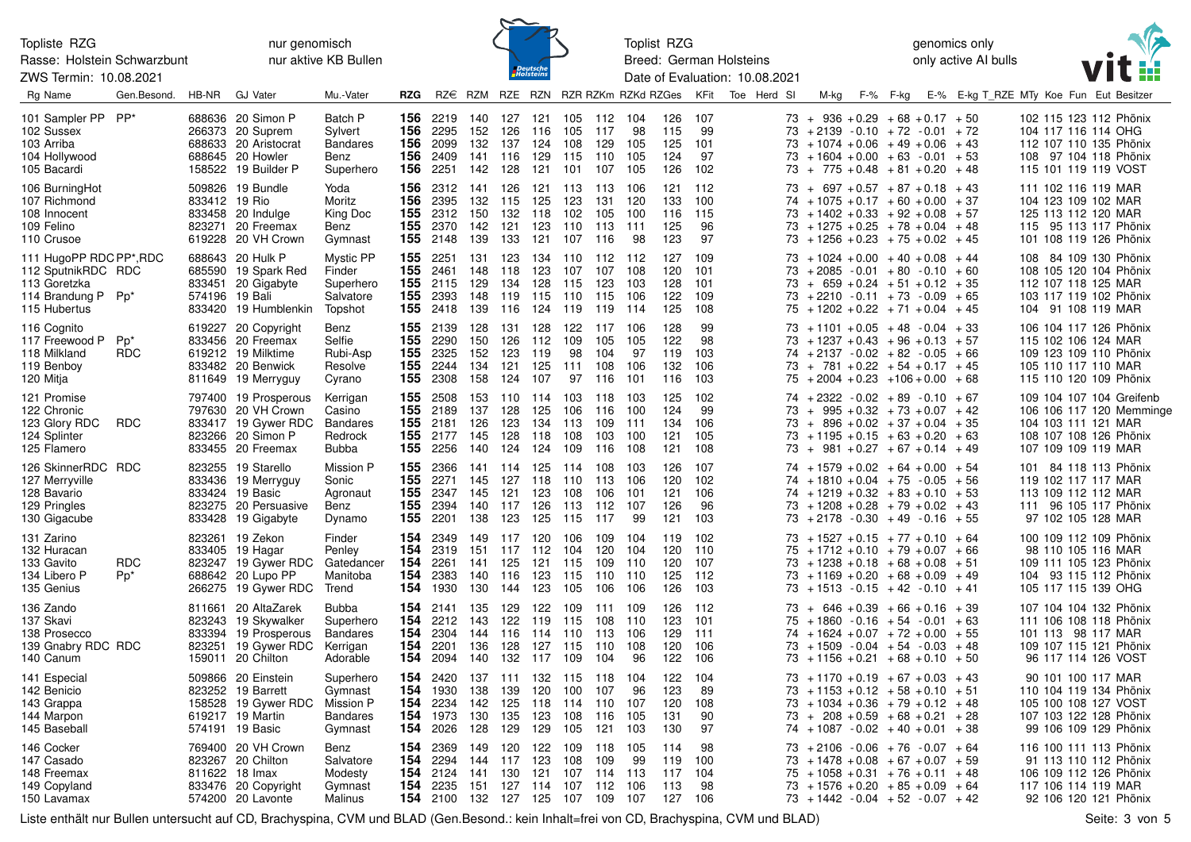Topliste RZG | nur genomisch | nur aktive KB Bullen
Rasse: Holstein Schwarzbunt
ZWS Termin: 10.08.2021

Toplist RZG | genomics only | only active AI bulls
Breed: German Holsteins
Date of Evaluation: 10.08.2021

| Rg | Name | Gen.Besond. | HB-NR | GJ | Vater | Mu.-Vater | RZG | RZ€ | RZM | RZE | RZN | RZR | RZKm | RZKd | RZGes | KFit | Toe | Herd | SI | M-kg | F-% | F-kg | E-% | E-kg | T_RZE | MTy | Koe | Fun | Eut | Besitzer |
|---|---|---|---|---|---|---|---|---|---|---|---|---|---|---|---|---|---|---|---|---|---|---|---|---|---|---|---|---|---|---|
| 101 | Sampler PP | PP* | 688636 | 20 | Simon P | Batch P | **156** | 2219 | 140 | 127 | 121 | 105 | 112 | 104 | 126 | 107 | | | 73 | + 936 | +0.29 | + 68 | +0.17 | + 50 | | 102 | 115 | 123 | 112 | Phönix |
| 102 | Sussex | | 266373 | 20 | Suprem | Sylvert | **156** | 2295 | 152 | 126 | 116 | 105 | 117 | 98 | 115 | 99 | | | 73 | +2139 | -0.10 | + 72 | -0.01 | + 72 | | 104 | 117 | 116 | 114 | OHG |
| 103 | Arriba | | 688633 | 20 | Aristocrat | Bandares | **156** | 2099 | 132 | 137 | 124 | 108 | 129 | 105 | 125 | 101 | | | 73 | +1074 | +0.06 | + 49 | +0.06 | + 43 | | 112 | 107 | 110 | 135 | Phönix |
| 104 | Hollywood | | 688645 | 20 | Howler | Benz | **156** | 2409 | 141 | 116 | 129 | 115 | 110 | 105 | 124 | 97 | | | 73 | +1604 | +0.00 | + 63 | -0.01 | + 53 | | 108 | 97 | 104 | 118 | Phönix |
| 105 | Bacardi | | 158522 | 19 | Builder P | Superhero | **156** | 2251 | 142 | 128 | 121 | 101 | 107 | 105 | 126 | 102 | | | 73 | + 775 | +0.48 | + 81 | +0.20 | + 48 | | 115 | 101 | 119 | 119 | VOST |
| 106 | BurningHot | | 509826 | 19 | Bundle | Yoda | **156** | 2312 | 141 | 126 | 121 | 113 | 113 | 106 | 121 | 112 | | | 73 | + 697 | +0.57 | + 87 | +0.18 | + 43 | | 111 | 102 | 116 | 119 | MAR |
| 107 | Richmond | | 833412 | 19 | Rio | Moritz | **156** | 2395 | 132 | 115 | 125 | 123 | 131 | 120 | 133 | 100 | | | 74 | +1075 | +0.17 | + 60 | +0.00 | + 37 | | 104 | 123 | 109 | 102 | MAR |
| 108 | Innocent | | 833458 | 20 | Indulge | King Doc | **155** | 2312 | 150 | 132 | 118 | 102 | 105 | 100 | 116 | 115 | | | 73 | +1402 | +0.33 | + 92 | +0.08 | + 57 | | 125 | 113 | 112 | 120 | MAR |
| 109 | Felino | | 823271 | 20 | Freemax | Benz | **155** | 2370 | 142 | 121 | 123 | 110 | 113 | 111 | 125 | 96 | | | 73 | +1275 | +0.25 | + 78 | +0.04 | + 48 | | 115 | 95 | 113 | 117 | Phönix |
| 110 | Crusoe | | 619228 | 20 | VH Crown | Gymnast | **155** | 2148 | 139 | 133 | 121 | 107 | 116 | 98 | 123 | 97 | | | 73 | +1256 | +0.23 | + 75 | +0.02 | + 45 | | 101 | 108 | 119 | 126 | Phönix |
| 111 | HugoPP RDC | PP*,RDC | 688643 | 20 | Hulk P | Mystic PP | **155** | 2251 | 131 | 123 | 134 | 110 | 112 | 112 | 127 | 109 | | | 73 | +1024 | +0.00 | + 40 | +0.08 | + 44 | | 108 | 84 | 109 | 130 | Phönix |
| 112 | SputnikRDC | RDC | 685590 | 19 | Spark Red | Finder | **155** | 2461 | 148 | 118 | 123 | 107 | 107 | 108 | 120 | 101 | | | 73 | +2085 | -0.01 | + 80 | -0.10 | + 60 | | 108 | 105 | 120 | 104 | Phönix |
| 113 | Goretzka | | 833451 | 20 | Gigabyte | Superhero | **155** | 2115 | 129 | 134 | 128 | 115 | 123 | 103 | 128 | 101 | | | 73 | + 659 | +0.24 | + 51 | +0.12 | + 35 | | 112 | 107 | 118 | 125 | MAR |
| 114 | Brandung P | Pp* | 574196 | 19 | Bali | Salvatore | **155** | 2393 | 146 | 119 | 115 | 110 | 115 | 106 | 122 | 109 | | | 73 | +2210 | -0.11 | + 73 | -0.09 | + 65 | | 103 | 117 | 119 | 102 | Phönix |
| 115 | Hubertus | | 833420 | 19 | Humblenkin | Topshot | **155** | 2418 | 139 | 116 | 124 | 119 | 119 | 114 | 125 | 108 | | | 75 | +1202 | +0.22 | + 71 | +0.04 | + 45 | | 104 | 91 | 108 | 119 | MAR |
| 116 | Cognito | | 619227 | 20 | Copyright | Benz | **155** | 2139 | 128 | 131 | 128 | 122 | 117 | 106 | 128 | 99 | | | 73 | +1101 | +0.05 | + 48 | -0.04 | + 33 | | 106 | 104 | 117 | 126 | Phönix |
| 117 | Freewood P | Pp* | 833456 | 20 | Freemax | Selfie | **155** | 2290 | 150 | 126 | 112 | 109 | 105 | 105 | 122 | 98 | | | 73 | +1237 | +0.43 | + 96 | +0.13 | + 57 | | 115 | 102 | 106 | 124 | MAR |
| 118 | Milkland | RDC | 619212 | 19 | Milktime | Rubi-Asp | **155** | 2325 | 152 | 123 | 119 | 98 | 104 | 97 | 119 | 103 | | | 74 | +2137 | -0.02 | + 82 | -0.05 | + 66 | | 109 | 123 | 109 | 110 | Phönix |
| 119 | Benboy | | 833482 | 20 | Benwick | Resolve | **155** | 2244 | 134 | 121 | 125 | 111 | 108 | 106 | 132 | 106 | | | 73 | + 781 | +0.22 | + 54 | +0.17 | + 45 | | 105 | 110 | 117 | 110 | MAR |
| 120 | Mitja | | 811649 | 19 | Merryguy | Cyrano | **155** | 2308 | 158 | 124 | 107 | 97 | 116 | 101 | 116 | 103 | | | 75 | +2004 | +0.23 | +106 | +0.00 | + 68 | | 115 | 110 | 120 | 109 | Phönix |
| 121 | Promise | | 797400 | 19 | Prosperous | Kerrigan | **155** | 2508 | 153 | 110 | 114 | 103 | 118 | 103 | 125 | 102 | | | 74 | +2322 | -0.02 | + 89 | -0.10 | + 67 | | 109 | 104 | 107 | 104 | Greifenb |
| 122 | Chronic | | 797630 | 20 | VH Crown | Casino | **155** | 2189 | 137 | 128 | 125 | 106 | 116 | 100 | 124 | 99 | | | 73 | + 995 | +0.32 | + 73 | +0.07 | + 42 | | 106 | 106 | 117 | 120 | Memminge |
| 123 | Glory RDC | RDC | 833417 | 19 | Gywer RDC | Bandares | **155** | 2181 | 126 | 123 | 134 | 113 | 109 | 111 | 134 | 106 | | | 73 | + 896 | +0.02 | + 37 | +0.04 | + 35 | | 104 | 103 | 111 | 121 | MAR |
| 124 | Splinter | | 823266 | 20 | Simon P | Redrock | **155** | 2177 | 145 | 128 | 118 | 108 | 103 | 100 | 121 | 105 | | | 73 | +1195 | +0.15 | + 63 | +0.20 | + 63 | | 108 | 107 | 108 | 126 | Phönix |
| 125 | Flamero | | 833455 | 20 | Freemax | Bubba | **155** | 2256 | 140 | 124 | 124 | 109 | 116 | 108 | 121 | 108 | | | 73 | + 981 | +0.27 | + 67 | +0.14 | + 49 | | 107 | 109 | 109 | 119 | MAR |
| 126 | SkinnerRDC | RDC | 823255 | 19 | Starello | Mission P | **155** | 2366 | 141 | 114 | 125 | 114 | 108 | 103 | 126 | 107 | | | 74 | +1579 | +0.02 | + 64 | +0.00 | + 54 | | 101 | 84 | 118 | 113 | Phönix |
| 127 | Merryville | | 833436 | 19 | Merryguy | Sonic | **155** | 2271 | 145 | 127 | 118 | 110 | 113 | 106 | 120 | 102 | | | 74 | +1810 | +0.04 | + 75 | -0.05 | + 56 | | 119 | 102 | 117 | 117 | MAR |
| 128 | Bavario | | 833424 | 19 | Basic | Agronaut | **155** | 2347 | 145 | 121 | 123 | 108 | 106 | 101 | 121 | 106 | | | 74 | +1219 | +0.32 | + 83 | +0.10 | + 53 | | 113 | 109 | 112 | 112 | MAR |
| 129 | Pringles | | 823275 | 20 | Persuasive | Benz | **155** | 2394 | 140 | 117 | 126 | 113 | 112 | 107 | 126 | 96 | | | 73 | +1208 | +0.28 | + 79 | +0.02 | + 43 | | 111 | 96 | 105 | 117 | Phönix |
| 130 | Gigacube | | 833428 | 19 | Gigabyte | Dynamo | **155** | 2201 | 138 | 123 | 125 | 115 | 117 | 99 | 121 | 103 | | | 73 | +2178 | -0.30 | + 49 | -0.16 | + 55 | | 97 | 102 | 105 | 128 | MAR |
| 131 | Zarino | | 823261 | 19 | Zekon | Finder | **154** | 2349 | 149 | 117 | 120 | 106 | 109 | 104 | 119 | 102 | | | 73 | +1527 | +0.15 | + 77 | +0.10 | + 64 | | 100 | 109 | 112 | 109 | Phönix |
| 132 | Huracan | | 833405 | 19 | Hagar | Penley | **154** | 2319 | 151 | 117 | 112 | 104 | 120 | 104 | 120 | 110 | | | 75 | +1712 | +0.10 | + 79 | +0.07 | + 66 | | 98 | 110 | 105 | 116 | MAR |
| 133 | Gavito | RDC | 823247 | 19 | Gywer RDC | Gatedancer | **154** | 2261 | 141 | 125 | 121 | 115 | 109 | 110 | 120 | 107 | | | 73 | +1238 | +0.18 | + 68 | +0.08 | + 51 | | 109 | 111 | 105 | 123 | Phönix |
| 134 | Libero P | Pp* | 688642 | 20 | Lupo PP | Manitoba | **154** | 2383 | 140 | 116 | 123 | 115 | 110 | 110 | 125 | 112 | | | 73 | +1169 | +0.20 | + 68 | +0.09 | + 49 | | 104 | 93 | 115 | 112 | Phönix |
| 135 | Genius | | 266275 | 19 | Gywer RDC | Trend | **154** | 1930 | 130 | 144 | 123 | 105 | 106 | 106 | 126 | 103 | | | 73 | +1513 | -0.15 | + 42 | -0.10 | + 41 | | 105 | 117 | 115 | 139 | OHG |
| 136 | Zando | | 811661 | 20 | AltaZarek | Bubba | **154** | 2141 | 135 | 129 | 122 | 109 | 111 | 109 | 126 | 112 | | | 73 | + 646 | +0.39 | + 66 | +0.16 | + 39 | | 107 | 104 | 104 | 132 | Phönix |
| 137 | Skavi | | 823243 | 19 | Skywalker | Superhero | **154** | 2212 | 143 | 122 | 119 | 115 | 108 | 110 | 123 | 101 | | | 75 | +1860 | -0.16 | + 54 | -0.01 | + 63 | | 111 | 106 | 108 | 118 | Phönix |
| 138 | Prosecco | | 833394 | 19 | Prosperous | Bandares | **154** | 2304 | 144 | 116 | 114 | 110 | 113 | 106 | 129 | 111 | | | 74 | +1624 | +0.07 | + 72 | +0.00 | + 55 | | 101 | 113 | 98 | 117 | MAR |
| 139 | Gnabry RDC | RDC | 823251 | 19 | Gywer RDC | Kerrigan | **154** | 2201 | 136 | 128 | 127 | 115 | 110 | 108 | 120 | 106 | | | 73 | +1509 | -0.04 | + 54 | -0.03 | + 48 | | 109 | 107 | 115 | 121 | Phönix |
| 140 | Canum | | 159011 | 20 | Chilton | Adorable | **154** | 2094 | 140 | 132 | 117 | 109 | 104 | 96 | 122 | 106 | | | 73 | +1156 | +0.21 | + 68 | +0.10 | + 50 | | 96 | 117 | 114 | 126 | VOST |
| 141 | Especial | | 509866 | 20 | Einstein | Superhero | **154** | 2420 | 137 | 111 | 132 | 115 | 118 | 104 | 122 | 104 | | | 73 | +1170 | +0.19 | + 67 | +0.03 | + 43 | | 90 | 101 | 100 | 117 | MAR |
| 142 | Benicio | | 823252 | 19 | Barrett | Gymnast | **154** | 1930 | 138 | 139 | 120 | 100 | 107 | 96 | 123 | 89 | | | 73 | +1153 | +0.12 | + 58 | +0.10 | + 51 | | 110 | 104 | 119 | 134 | Phönix |
| 143 | Grappa | | 158528 | 19 | Gywer RDC | Mission P | **154** | 2234 | 142 | 125 | 118 | 114 | 110 | 107 | 120 | 108 | | | 73 | +1034 | +0.36 | + 79 | +0.12 | + 48 | | 105 | 100 | 108 | 127 | VOST |
| 144 | Marpon | | 619217 | 19 | Martin | Bandares | **154** | 1973 | 130 | 135 | 123 | 108 | 116 | 105 | 131 | 90 | | | 73 | + 208 | +0.59 | + 68 | +0.21 | + 28 | | 107 | 103 | 122 | 128 | Phönix |
| 145 | Baseball | | 574191 | 19 | Basic | Gymnast | **154** | 2026 | 128 | 129 | 129 | 105 | 121 | 103 | 130 | 97 | | | 74 | +1087 | -0.02 | + 40 | +0.01 | + 38 | | 99 | 106 | 109 | 129 | Phönix |
| 146 | Cocker | | 769400 | 20 | VH Crown | Benz | **154** | 2369 | 149 | 120 | 122 | 109 | 118 | 105 | 114 | 98 | | | 73 | +2106 | -0.06 | + 76 | -0.07 | + 64 | | 116 | 100 | 111 | 113 | Phönix |
| 147 | Casado | | 823267 | 20 | Chilton | Salvatore | **154** | 2294 | 144 | 117 | 123 | 108 | 109 | 99 | 119 | 100 | | | 73 | +1478 | +0.08 | + 67 | +0.07 | + 59 | | 91 | 113 | 110 | 112 | Phönix |
| 148 | Freemax | | 811622 | 18 | Imax | Modesty | **154** | 2124 | 141 | 130 | 121 | 107 | 114 | 113 | 117 | 104 | | | 75 | +1058 | +0.31 | + 76 | +0.11 | + 48 | | 106 | 109 | 112 | 126 | Phönix |
| 149 | Copyland | | 833476 | 20 | Copyright | Gymnast | **154** | 2235 | 151 | 127 | 114 | 107 | 112 | 106 | 113 | 98 | | | 73 | +1576 | +0.20 | + 85 | +0.09 | + 64 | | 117 | 106 | 114 | 119 | MAR |
| 150 | Lavamax | | 574200 | 20 | Lavonte | Malinus | **154** | 2100 | 132 | 127 | 125 | 107 | 109 | 107 | 127 | 106 | | | 73 | +1442 | -0.04 | + 52 | -0.07 | + 42 | | 92 | 106 | 120 | 121 | Phönix |

Liste enthält nur Bullen untersucht auf CD, Brachyspina, CVM und BLAD (Gen.Besond.: kein Inhalt=frei von CD, Brachyspina, CVM und BLAD)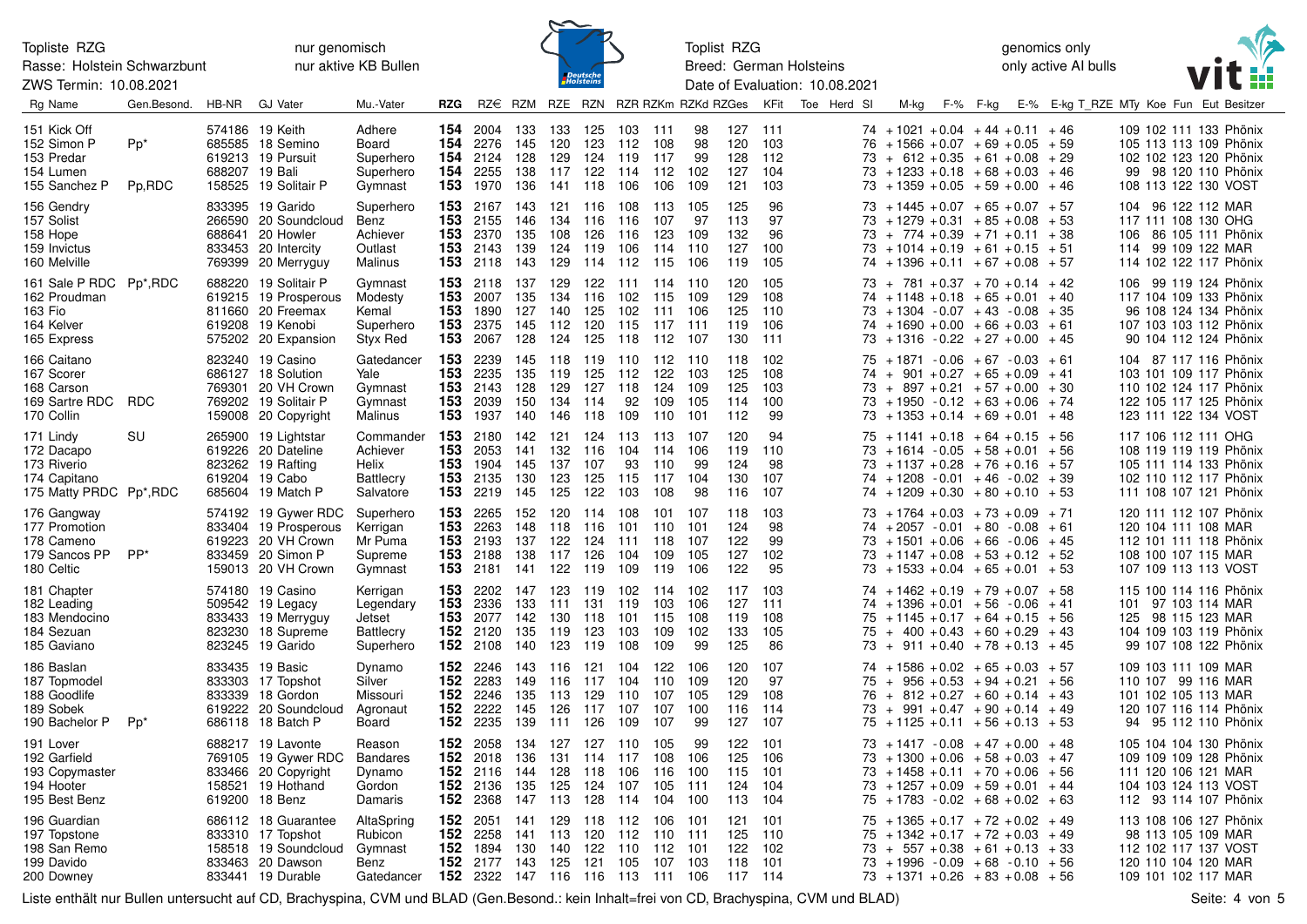Topliste RZG nur genomisch Toplist RZG genomics only

Rasse: Holstein Schwarzbunt nur aktive KB Bullen Breed: German Holsteins only active AI bulls

ZWS Termin: 10.08.2021 Date of Evaluation: 10.08.2021

| Rg Name | Gen.Besond. | HB-NR | GJ Vater | Mu.-Vater | RZG | RZ€ | RZM | RZE | RZN | RZR | RZKm | RZKd | RZGes | KFit | Toe | Herd | SI | M-kg | F-% | F-kg | E-% | E-kg | T_RZE | MTy | Koe | Fun | Eut | Besitzer |
|---|---|---|---|---|---|---|---|---|---|---|---|---|---|---|---|---|---|---|---|---|---|---|---|---|---|---|---|---|
| 151 Kick Off | | 574186 | 19 Keith | Adhere | 154 | 2004 | 133 | 133 | 125 | 103 | 113 | 111 | 98 | 127 | 111 | | | 74 | +1021 | +0.04 | +44 | +0.11 | +46 | 109 | 102 | 111 | 133 | Phönix |
| 152 Simon P | Pp* | 685585 | 18 Semino | Board | 154 | 2276 | 145 | 120 | 123 | 112 | 108 | 98 | 120 | 103 | | | | 76 | +1566 | +0.07 | +69 | +0.05 | +59 | 105 | 113 | 113 | 109 | Phönix |
| 153 Predar | | 619213 | 19 Pursuit | Superhero | 154 | 2124 | 128 | 129 | 124 | 119 | 117 | 99 | 128 | 112 | | | | 73 | + 612 | +0.35 | +61 | +0.08 | +29 | 102 | 102 | 123 | 120 | Phönix |
| 154 Lumen | | 688207 | 19 Bali | Superhero | 154 | 2255 | 138 | 117 | 122 | 114 | 112 | 102 | 127 | 104 | | | | 73 | +1233 | +0.18 | +68 | +0.03 | +46 | 99 | 98 | 120 | 110 | Phönix |
| 155 Sanchez P | Pp,RDC | 158525 | 19 Solitair P | Gymnast | 153 | 1970 | 136 | 141 | 118 | 106 | 106 | 109 | 121 | 103 | | | | 73 | +1359 | +0.05 | +59 | +0.00 | +46 | 108 | 113 | 122 | 130 | VOST |
| 156 Gendry | | 833395 | 19 Garido | Superhero | 153 | 2167 | 143 | 121 | 116 | 108 | 113 | 105 | 125 | 96 | | | | 73 | +1445 | +0.07 | +65 | +0.07 | +57 | 104 | 96 | 122 | 112 | MAR |
| 157 Solist | | 266590 | 20 Soundcloud | Benz | 153 | 2155 | 146 | 134 | 116 | 116 | 107 | 97 | 113 | 97 | | | | 73 | +1279 | +0.31 | +85 | +0.08 | +53 | 117 | 111 | 108 | 130 | OHG |
| 158 Hope | | 688641 | 20 Howler | Achiever | 153 | 2370 | 135 | 108 | 126 | 116 | 123 | 109 | 132 | 96 | | | | 73 | + 774 | +0.39 | +71 | +0.11 | +38 | 106 | 86 | 105 | 111 | Phönix |
| 159 Invictus | | 833453 | 20 Intercity | Outlast | 153 | 2143 | 139 | 124 | 119 | 106 | 114 | 110 | 127 | 100 | | | | 73 | +1014 | +0.19 | +61 | +0.15 | +51 | 114 | 99 | 109 | 122 | MAR |
| 160 Melville | | 769399 | 20 Merryguy | Malinus | 153 | 2118 | 143 | 129 | 114 | 112 | 115 | 106 | 119 | 105 | | | | 74 | +1396 | +0.11 | +67 | +0.08 | +57 | 114 | 102 | 122 | 117 | Phönix |
| 161 Sale P RDC | Pp*,RDC | 688220 | 19 Solitair P | Gymnast | 153 | 2118 | 137 | 129 | 122 | 111 | 114 | 110 | 120 | 105 | | | | 73 | + 781 | +0.37 | +70 | +0.14 | +42 | 106 | 99 | 119 | 124 | Phönix |
| 162 Proudman | | 619215 | 19 Prosperous | Modesty | 153 | 2007 | 135 | 134 | 116 | 102 | 115 | 109 | 129 | 108 | | | | 74 | +1148 | +0.18 | +65 | +0.01 | +40 | 117 | 104 | 109 | 133 | Phönix |
| 163 Fio | | 811660 | 20 Freemax | Kemal | 153 | 1890 | 127 | 140 | 125 | 102 | 111 | 106 | 125 | 110 | | | | 73 | +1304 | -0.07 | +43 | -0.08 | +35 | 96 | 108 | 124 | 134 | Phönix |
| 164 Kelver | | 619208 | 19 Kenobi | Superhero | 153 | 2375 | 145 | 112 | 120 | 115 | 117 | 111 | 119 | 106 | | | | 74 | +1690 | +0.00 | +66 | +0.03 | +61 | 107 | 103 | 112 | 112 | Phönix |
| 165 Express | | 575202 | 20 Expansion | Styx Red | 153 | 2067 | 128 | 124 | 125 | 118 | 112 | 107 | 130 | 111 | | | | 73 | +1316 | -0.22 | +27 | +0.00 | +45 | 90 | 104 | 112 | 124 | Phönix |
| 166 Caitano | | 823240 | 19 Casino | Gatedancer | 153 | 2239 | 145 | 118 | 119 | 110 | 112 | 110 | 118 | 102 | | | | 75 | +1871 | -0.06 | +67 | -0.03 | +61 | 104 | 87 | 117 | 116 | Phönix |
| 167 Scorer | | 686127 | 18 Solution | Yale | 153 | 2235 | 135 | 119 | 125 | 112 | 122 | 103 | 125 | 108 | | | | 74 | + 901 | +0.27 | +65 | +0.09 | +41 | 103 | 101 | 109 | 117 | Phönix |
| 168 Carson | | 769301 | 20 VH Crown | Gymnast | 153 | 2143 | 128 | 129 | 127 | 118 | 124 | 109 | 125 | 103 | | | | 73 | + 897 | +0.21 | +57 | +0.00 | +30 | 110 | 102 | 124 | 117 | Phönix |
| 169 Sartre RDC | RDC | 769202 | 19 Solitair P | Gymnast | 153 | 2039 | 150 | 134 | 114 | 92 | 109 | 105 | 114 | 100 | | | | 73 | +1950 | -0.12 | +63 | +0.06 | +74 | 122 | 105 | 117 | 125 | Phönix |
| 170 Collin | | 159008 | 20 Copyright | Malinus | 153 | 1937 | 140 | 146 | 118 | 109 | 110 | 101 | 112 | 99 | | | | 73 | +1353 | +0.14 | +69 | +0.01 | +48 | 123 | 111 | 122 | 134 | VOST |
| 171 Lindy | SU | 265900 | 19 Lightstar | Commander | 153 | 2180 | 142 | 121 | 124 | 113 | 113 | 107 | 120 | 94 | | | | 75 | +1141 | +0.18 | +64 | +0.15 | +56 | 117 | 106 | 112 | 111 | OHG |
| 172 Dacapo | | 619226 | 20 Dateline | Achiever | 153 | 2053 | 141 | 132 | 116 | 104 | 114 | 106 | 119 | 110 | | | | 73 | +1614 | -0.05 | +58 | +0.01 | +56 | 108 | 119 | 119 | 119 | Phönix |
| 173 Riverio | | 823262 | 19 Rafting | Helix | 153 | 1904 | 145 | 137 | 107 | 93 | 110 | 99 | 124 | 98 | | | | 73 | +1137 | +0.28 | +76 | +0.16 | +57 | 105 | 111 | 114 | 133 | Phönix |
| 174 Capitano | | 619204 | 19 Cabo | Battlecry | 153 | 2135 | 130 | 123 | 125 | 115 | 117 | 104 | 130 | 107 | | | | 74 | +1208 | -0.01 | +46 | -0.02 | +39 | 102 | 110 | 112 | 117 | Phönix |
| 175 Matty PRDC | Pp*,RDC | 685604 | 19 Match P | Salvatore | 153 | 2219 | 145 | 125 | 122 | 103 | 108 | 98 | 116 | 107 | | | | 74 | +1209 | +0.30 | +80 | +0.10 | +53 | 111 | 108 | 107 | 121 | Phönix |
| 176 Gangway | | 574192 | 19 Gywer RDC | Superhero | 153 | 2265 | 152 | 120 | 114 | 108 | 101 | 107 | 118 | 103 | | | | 73 | +1764 | +0.03 | +73 | +0.09 | +71 | 120 | 111 | 112 | 107 | Phönix |
| 177 Promotion | | 833404 | 19 Prosperous | Kerrigan | 153 | 2263 | 148 | 118 | 116 | 101 | 110 | 101 | 124 | 98 | | | | 74 | +2057 | -0.01 | +80 | -0.08 | +61 | 120 | 104 | 111 | 108 | MAR |
| 178 Cameno | | 619223 | 20 VH Crown | Mr Puma | 153 | 2193 | 137 | 122 | 124 | 111 | 118 | 107 | 122 | 99 | | | | 73 | +1501 | +0.06 | +66 | -0.06 | +45 | 112 | 101 | 111 | 118 | Phönix |
| 179 Sancos PP | PP* | 833459 | 20 Simon P | Supreme | 153 | 2188 | 138 | 117 | 126 | 104 | 109 | 105 | 127 | 102 | | | | 73 | +1147 | +0.08 | +53 | +0.12 | +52 | 108 | 100 | 107 | 115 | MAR |
| 180 Celtic | | 159013 | 20 VH Crown | Gymnast | 153 | 2181 | 141 | 122 | 119 | 109 | 119 | 106 | 122 | 95 | | | | 73 | +1533 | +0.04 | +65 | +0.01 | +53 | 107 | 109 | 113 | 113 | VOST |
| 181 Chapter | | 574180 | 19 Casino | Kerrigan | 153 | 2202 | 147 | 123 | 119 | 102 | 114 | 102 | 117 | 103 | | | | 74 | +1462 | +0.19 | +79 | +0.07 | +58 | 115 | 100 | 114 | 116 | Phönix |
| 182 Leading | | 509542 | 19 Legacy | Legendary | 153 | 2336 | 133 | 111 | 131 | 119 | 103 | 106 | 127 | 111 | | | | 74 | +1396 | +0.01 | +56 | -0.06 | +41 | 101 | 97 | 103 | 114 | MAR |
| 183 Mendocino | | 833433 | 19 Merryguy | Jetset | 153 | 2077 | 142 | 130 | 118 | 101 | 115 | 108 | 119 | 108 | | | | 75 | +1145 | +0.17 | +64 | +0.15 | +56 | 125 | 98 | 115 | 123 | MAR |
| 184 Sezuan | | 823230 | 18 Supreme | Battlecry | 152 | 2120 | 135 | 119 | 123 | 103 | 109 | 102 | 133 | 105 | | | | 75 | + 400 | +0.43 | +60 | +0.29 | +43 | 104 | 109 | 103 | 119 | Phönix |
| 185 Gaviano | | 823245 | 19 Garido | Superhero | 152 | 2108 | 140 | 123 | 119 | 108 | 109 | 99 | 125 | 86 | | | | 73 | + 911 | +0.40 | +78 | +0.13 | +45 | 99 | 107 | 108 | 122 | Phönix |
| 186 Baslan | | 833435 | 19 Basic | Dynamo | 152 | 2246 | 143 | 116 | 121 | 104 | 122 | 106 | 120 | 107 | | | | 74 | +1586 | +0.02 | +65 | +0.03 | +57 | 109 | 103 | 111 | 109 | MAR |
| 187 Topmodel | | 833303 | 17 Topshot | Silver | 152 | 2283 | 149 | 116 | 117 | 104 | 110 | 109 | 120 | 97 | | | | 75 | + 956 | +0.53 | +94 | +0.21 | +56 | 110 | 107 | 99 | 116 | MAR |
| 188 Goodlife | | 833339 | 18 Gordon | Missouri | 152 | 2246 | 135 | 113 | 129 | 110 | 107 | 105 | 129 | 108 | | | | 76 | + 812 | +0.27 | +60 | +0.14 | +43 | 101 | 102 | 105 | 113 | MAR |
| 189 Sobek | | 619222 | 20 Soundcloud | Agronaut | 152 | 2222 | 145 | 126 | 117 | 107 | 107 | 100 | 116 | 114 | | | | 73 | + 991 | +0.47 | +90 | +0.14 | +49 | 120 | 107 | 116 | 114 | Phönix |
| 190 Bachelor P | Pp* | 686118 | 18 Batch P | Board | 152 | 2235 | 139 | 111 | 126 | 109 | 107 | 99 | 127 | 107 | | | | 75 | +1125 | +0.11 | +56 | +0.13 | +53 | 94 | 95 | 112 | 110 | Phönix |
| 191 Lover | | 688217 | 19 Lavonte | Reason | 152 | 2058 | 134 | 127 | 127 | 110 | 105 | 99 | 122 | 101 | | | | 73 | +1417 | -0.08 | +47 | +0.00 | +48 | 105 | 104 | 104 | 130 | Phönix |
| 192 Garfield | | 769105 | 19 Gywer RDC | Bandares | 152 | 2018 | 136 | 131 | 114 | 117 | 108 | 106 | 125 | 106 | | | | 73 | +1300 | +0.06 | +58 | +0.03 | +47 | 109 | 109 | 109 | 128 | Phönix |
| 193 Copymaster | | 833466 | 20 Copyright | Dynamo | 152 | 2116 | 144 | 128 | 118 | 106 | 116 | 100 | 115 | 101 | | | | 73 | +1458 | +0.11 | +70 | +0.06 | +56 | 111 | 120 | 106 | 121 | MAR |
| 194 Hooter | | 158521 | 19 Hothand | Gordon | 152 | 2136 | 135 | 125 | 124 | 107 | 105 | 111 | 124 | 104 | | | | 73 | +1257 | +0.09 | +59 | +0.01 | +44 | 104 | 103 | 124 | 113 | VOST |
| 195 Best Benz | | 619200 | 18 Benz | Damaris | 152 | 2368 | 147 | 113 | 128 | 114 | 104 | 100 | 113 | 104 | | | | 75 | +1783 | -0.02 | +68 | +0.02 | +63 | 112 | 93 | 114 | 107 | Phönix |
| 196 Guardian | | 686112 | 18 Guarantee | AltaSpring | 152 | 2051 | 141 | 129 | 118 | 112 | 106 | 101 | 121 | 101 | | | | 75 | +1365 | +0.17 | +72 | +0.02 | +49 | 113 | 108 | 106 | 127 | Phönix |
| 197 Topstone | | 833310 | 17 Topshot | Rubicon | 152 | 2258 | 141 | 113 | 120 | 112 | 110 | 111 | 125 | 110 | | | | 75 | +1342 | +0.17 | +72 | +0.03 | +49 | 98 | 113 | 105 | 109 | MAR |
| 198 San Remo | | 158518 | 19 Soundcloud | Gymnast | 152 | 1894 | 130 | 140 | 122 | 110 | 112 | 101 | 122 | 102 | | | | 73 | + 557 | +0.38 | +61 | +0.13 | +33 | 112 | 102 | 117 | 137 | VOST |
| 199 Davido | | 833463 | 20 Dawson | Benz | 152 | 2177 | 143 | 125 | 121 | 105 | 107 | 103 | 118 | 101 | | | | 73 | +1996 | -0.09 | +68 | -0.10 | +56 | 120 | 110 | 104 | 120 | MAR |
| 200 Downey | | 833441 | 19 Durable | Gatedancer | 152 | 2322 | 147 | 116 | 116 | 113 | 111 | 106 | 117 | 114 | | | | 73 | +1371 | +0.26 | +83 | +0.08 | +56 | 109 | 101 | 102 | 117 | MAR |

Liste enthält nur Bullen untersucht auf CD, Brachyspina, CVM und BLAD (Gen.Besond.: kein Inhalt=frei von CD, Brachyspina, CVM und BLAD)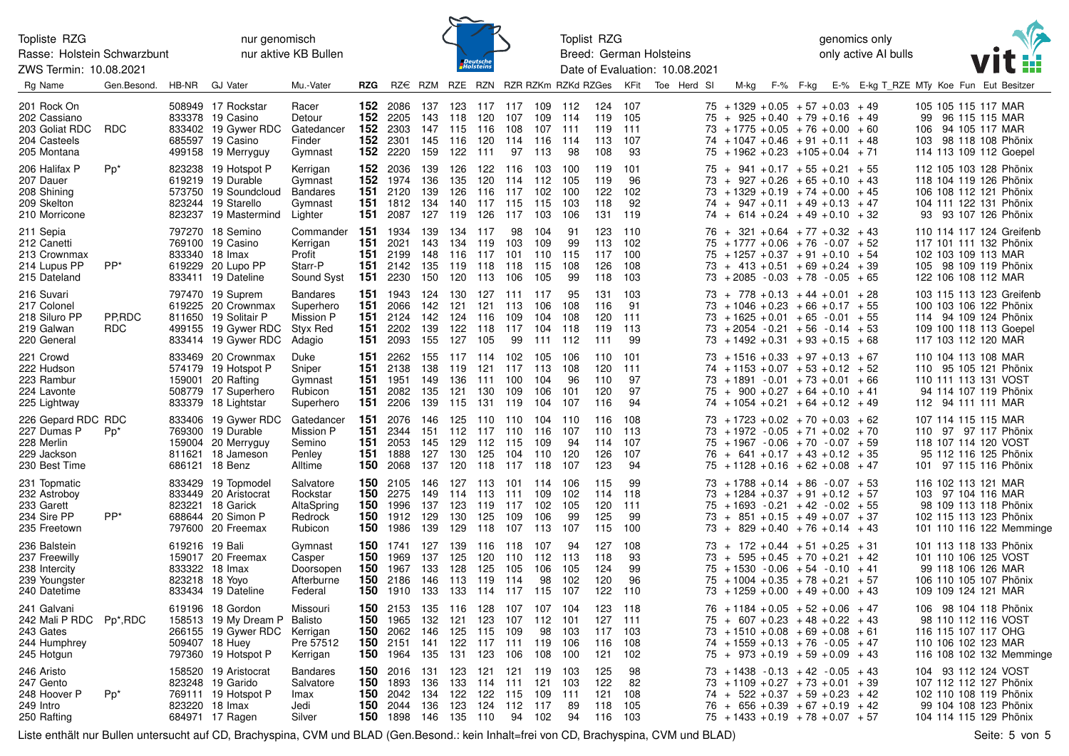Topliste RZG
Rasse: Holstein Schwarzbunt
ZWS Termin: 10.08.2021

nur genomisch
nur aktive KB Bullen

Toplist RZG
Breed: German Holsteins
Date of Evaluation: 10.08.2021

genomics only
only active AI bulls

| Rg | Name | Gen.Besond. | HB-NR | GJ | Vater | Mu.-Vater | RZG | RZ€ | RZM | RZE | RZN | RZR | RZKm | RZKd | RZGes | KFit | Toe | Herd | SI | M-kg | F-% | F-kg | E-% | E-kg | T_RZE | MTy | Koe | Fun | Eut | Besitzer |
|---|---|---|---|---|---|---|---|---|---|---|---|---|---|---|---|---|---|---|---|---|---|---|---|---|---|---|---|---|---|---|
| 201 | Rock On | | 508949 | 17 | Rockstar | Racer | **152** | 2086 | 137 | 123 | 117 | 117 | 109 | 112 | 124 | 107 | | | 75 | +1329 | +0.05 | +57 | +0.03 | +49 | 105 | 105 | 115 | 117 | MAR | |
| 202 | Cassiano | | 833378 | 19 | Casino | Detour | **152** | 2205 | 143 | 118 | 120 | 107 | 109 | 114 | 119 | 105 | | | 75 | +925 | +0.40 | +79 | +0.16 | +49 | 99 | 96 | 115 | 115 | MAR | |
| 203 | Goliat RDC | RDC | 833402 | 19 | Gywer RDC | Gatedancer | **152** | 2303 | 147 | 115 | 116 | 108 | 107 | 111 | 119 | 111 | | | 73 | +1775 | +0.05 | +76 | +0.00 | +60 | 106 | 94 | 105 | 117 | MAR | |
| 204 | Casteels | | 685597 | 19 | Casino | Finder | **152** | 2301 | 145 | 116 | 120 | 114 | 116 | 114 | 113 | 107 | | | 74 | +1047 | +0.46 | +91 | +0.11 | +48 | 103 | 98 | 118 | 108 | Phönix | |
| 205 | Montana | | 499158 | 18 | Merryguy | Gymnast | **152** | 2220 | 159 | 122 | 111 | 97 | 113 | 98 | 108 | 93 | | | 75 | +1962 | +0.23 | +105 | +0.04 | +71 | 114 | 113 | 109 | 112 | Goepel | |
| 206 | Halifax P | Pp* | 823238 | 19 | Hotspot P | Kerrigan | **152** | 2036 | 139 | 126 | 122 | 116 | 103 | 100 | 119 | 101 | | | 75 | +941 | +0.17 | +55 | +0.21 | +55 | 112 | 105 | 103 | 128 | Phönix | |
| 207 | Dauer | | 619219 | 19 | Durable | Gymnast | **152** | 1974 | 136 | 135 | 120 | 114 | 112 | 105 | 119 | 96 | | | 73 | +927 | +0.26 | +65 | +0.10 | +43 | 118 | 104 | 119 | 126 | Phönix | |
| 208 | Shining | | 573750 | 19 | Soundcloud | Bandares | **151** | 2120 | 139 | 126 | 116 | 117 | 102 | 100 | 122 | 102 | | | 73 | +1329 | +0.19 | +74 | +0.00 | +45 | 106 | 108 | 112 | 121 | Phönix | |
| 209 | Skelton | | 823244 | 19 | Starello | Gymnast | **151** | 1812 | 134 | 140 | 117 | 115 | 115 | 103 | 118 | 92 | | | 74 | +947 | +0.11 | +49 | +0.13 | +47 | 104 | 111 | 122 | 131 | Phönix | |
| 210 | Morricone | | 823237 | 19 | Mastermind | Lighter | **151** | 2087 | 127 | 119 | 126 | 117 | 103 | 106 | 131 | 119 | | | 74 | +614 | +0.24 | +49 | +0.10 | +32 | 93 | 93 | 107 | 126 | Phönix | |
| 211 | Sepia | | 797270 | 18 | Semino | Commander | **151** | 1934 | 139 | 134 | 117 | 98 | 104 | 91 | 123 | 110 | | | 76 | +321 | +0.64 | +77 | +0.32 | +43 | 110 | 114 | 117 | 124 | Greifenb | |
| 212 | Canetti | | 769100 | 19 | Casino | Kerrigan | **151** | 2021 | 143 | 134 | 119 | 103 | 109 | 99 | 113 | 102 | | | 75 | +1777 | +0.06 | +76 | -0.07 | +52 | 117 | 101 | 111 | 132 | Phönix | |
| 213 | Crownmax | | 833340 | 18 | Imax | Profit | **151** | 2199 | 148 | 116 | 117 | 101 | 110 | 115 | 117 | 100 | | | 75 | +1257 | +0.37 | +91 | +0.10 | +54 | 102 | 103 | 109 | 113 | MAR | |
| 214 | Lupus PP | PP* | 619229 | 20 | Lupo PP | Starr-P | **151** | 2142 | 135 | 119 | 118 | 118 | 115 | 108 | 126 | 108 | | | 73 | +413 | +0.51 | +69 | +0.24 | +39 | 105 | 98 | 109 | 119 | Phönix | |
| 215 | Dateland | | 833411 | 19 | Dateline | Sound Syst | **151** | 2230 | 150 | 120 | 113 | 106 | 105 | 99 | 118 | 103 | | | 73 | +2085 | -0.03 | +78 | -0.05 | +65 | 122 | 106 | 108 | 112 | MAR | |
| 216 | Suvari | | 797470 | 19 | Suprem | Bandares | **151** | 1943 | 124 | 130 | 127 | 111 | 117 | 95 | 131 | 103 | | | 73 | +778 | +0.13 | +44 | +0.01 | +28 | 103 | 115 | 113 | 123 | Greifenb | |
| 217 | Colonel | | 619225 | 20 | Crownmax | Superhero | **151** | 2066 | 142 | 121 | 121 | 113 | 106 | 108 | 116 | 91 | | | 73 | +1046 | +0.23 | +66 | +0.17 | +55 | 100 | 103 | 106 | 122 | Phönix | |
| 218 | Siluro PP | PP,RDC | 811650 | 19 | Solitair P | Mission P | **151** | 2124 | 142 | 124 | 116 | 109 | 104 | 108 | 120 | 111 | | | 73 | +1625 | +0.01 | +65 | -0.01 | +55 | 114 | 94 | 109 | 124 | Phönix | |
| 219 | Galwan | RDC | 499155 | 19 | Gywer RDC | Styx Red | **151** | 2202 | 139 | 122 | 118 | 117 | 104 | 118 | 119 | 113 | | | 73 | +2054 | -0.21 | +56 | -0.14 | +53 | 109 | 100 | 118 | 113 | Goepel | |
| 220 | General | | 833414 | 19 | Gywer RDC | Adagio | **151** | 2093 | 155 | 127 | 105 | 99 | 111 | 112 | 111 | 99 | | | 73 | +1492 | +0.31 | +93 | +0.15 | +68 | 117 | 103 | 112 | 120 | MAR | |
| 221 | Crowd | | 833469 | 20 | Crownmax | Duke | **151** | 2262 | 155 | 117 | 114 | 102 | 105 | 106 | 110 | 101 | | | 73 | +1516 | +0.33 | +97 | +0.13 | +67 | 110 | 104 | 113 | 108 | MAR | |
| 222 | Hudson | | 574179 | 19 | Hotspot P | Sniper | **151** | 2138 | 138 | 119 | 121 | 117 | 113 | 108 | 120 | 111 | | | 74 | +1153 | +0.07 | +53 | +0.12 | +52 | 110 | 95 | 105 | 121 | Phönix | |
| 223 | Rambur | | 159001 | 20 | Rafting | Gymnast | **151** | 1951 | 149 | 136 | 111 | 100 | 104 | 96 | 110 | 97 | | | 73 | +1891 | -0.01 | +73 | +0.01 | +66 | 110 | 111 | 113 | 131 | VOST | |
| 224 | Lavonte | | 508779 | 17 | Superhero | Rubicon | **151** | 2082 | 135 | 121 | 130 | 109 | 106 | 101 | 120 | 97 | | | 75 | +900 | +0.27 | +64 | +0.10 | +41 | 94 | 114 | 107 | 119 | Phönix | |
| 225 | Lightway | | 833379 | 18 | Lightstar | Superhero | **151** | 2206 | 139 | 115 | 131 | 119 | 104 | 107 | 116 | 94 | | | 74 | +1054 | +0.21 | +64 | +0.12 | +49 | 112 | 94 | 111 | 111 | MAR | |
| 226 | Gepard RDC | RDC | 833406 | 19 | Gywer RDC | Gatedancer | **151** | 2076 | 146 | 125 | 110 | 110 | 104 | 110 | 116 | 108 | | | 73 | +1723 | +0.02 | +70 | +0.03 | +62 | 107 | 114 | 115 | 115 | MAR | |
| 227 | Dumas P | Pp* | 769300 | 19 | Durable | Mission P | **151** | 2344 | 151 | 112 | 117 | 110 | 116 | 107 | 110 | 113 | | | 73 | +1972 | -0.05 | +71 | +0.02 | +70 | 110 | 97 | 97 | 117 | Phönix | |
| 228 | Merlin | | 159004 | 20 | Merryguy | Semino | **151** | 2053 | 145 | 129 | 112 | 115 | 109 | 94 | 114 | 107 | | | 75 | +1967 | -0.06 | +70 | -0.07 | +59 | 118 | 107 | 114 | 120 | VOST | |
| 229 | Jackson | | 811621 | 18 | Jameson | Penley | **151** | 1888 | 127 | 130 | 125 | 104 | 110 | 120 | 126 | 107 | | | 76 | +641 | +0.17 | +43 | +0.12 | +35 | 95 | 112 | 116 | 125 | Phönix | |
| 230 | Best Time | | 686121 | 18 | Benz | Alltime | **150** | 2068 | 137 | 120 | 118 | 117 | 118 | 107 | 123 | 94 | | | 75 | +1128 | +0.16 | +62 | +0.08 | +47 | 101 | 97 | 115 | 116 | Phönix | |
| 231 | Topmatic | | 833429 | 19 | Topmodel | Salvatore | **150** | 2105 | 146 | 127 | 113 | 101 | 114 | 106 | 115 | 99 | | | 73 | +1788 | +0.14 | +86 | -0.07 | +53 | 116 | 102 | 113 | 121 | MAR | |
| 232 | Astroboy | | 833449 | 20 | Aristocrat | Rockstar | **150** | 2275 | 149 | 114 | 113 | 111 | 109 | 102 | 114 | 118 | | | 73 | +1284 | +0.37 | +91 | +0.12 | +57 | 103 | 97 | 104 | 116 | MAR | |
| 233 | Garett | | 823221 | 18 | Garick | AltaSpring | **150** | 1996 | 137 | 123 | 119 | 117 | 102 | 105 | 120 | 111 | | | 75 | +1693 | -0.21 | +42 | -0.02 | +55 | 98 | 109 | 113 | 118 | Phönix | |
| 234 | Sire PP | PP* | 688644 | 20 | Simon P | Redrock | **150** | 1912 | 129 | 130 | 125 | 109 | 106 | 99 | 125 | 99 | | | 73 | +851 | +0.15 | +49 | +0.07 | +37 | 102 | 115 | 113 | 123 | Phönix | |
| 235 | Freetown | | 797600 | 20 | Freemax | Rubicon | **150** | 1986 | 139 | 129 | 118 | 107 | 113 | 107 | 115 | 100 | | | 73 | +829 | +0.40 | +76 | +0.14 | +43 | 101 | 110 | 116 | 122 | Memminge | |
| 236 | Balstein | | 619216 | 19 | Bali | Gymnast | **150** | 1741 | 127 | 139 | 116 | 118 | 107 | 94 | 127 | 108 | | | 73 | +172 | +0.44 | +51 | +0.25 | +31 | 101 | 113 | 118 | 133 | Phönix | |
| 237 | Freewilly | | 159017 | 20 | Freemax | Casper | **150** | 1969 | 137 | 125 | 120 | 110 | 112 | 113 | 118 | 93 | | | 73 | +595 | +0.45 | +70 | +0.21 | +42 | 101 | 110 | 106 | 125 | VOST | |
| 238 | Intercity | | 833322 | 18 | Imax | Doorsopen | **150** | 1967 | 133 | 128 | 125 | 105 | 106 | 105 | 124 | 99 | | | 75 | +1530 | -0.06 | +54 | -0.10 | +41 | 99 | 118 | 106 | 126 | MAR | |
| 239 | Youngster | | 823218 | 18 | Yoyo | Afterburne | **150** | 2186 | 146 | 113 | 119 | 114 | 98 | 102 | 120 | 96 | | | 75 | +1004 | +0.35 | +78 | +0.21 | +57 | 106 | 110 | 105 | 107 | Phönix | |
| 240 | Datetime | | 833434 | 19 | Dateline | Federal | **150** | 1910 | 133 | 133 | 114 | 117 | 115 | 107 | 122 | 110 | | | 73 | +1259 | +0.00 | +49 | +0.00 | +43 | 109 | 109 | 124 | 121 | MAR | |
| 241 | Galvani | | 619196 | 18 | Gordon | Missouri | **150** | 2153 | 135 | 116 | 128 | 107 | 107 | 104 | 123 | 118 | | | 76 | +1184 | +0.05 | +52 | +0.06 | +47 | 106 | 98 | 104 | 118 | Phönix | |
| 242 | Mali P RDC | Pp*,RDC | 158513 | 19 | My Dream P | Balisto | **150** | 1965 | 132 | 121 | 123 | 107 | 112 | 101 | 127 | 111 | | | 75 | +607 | +0.23 | +48 | +0.22 | +43 | 98 | 110 | 112 | 116 | VOST | |
| 243 | Gates | | 266155 | 19 | Gywer RDC | Kerrigan | **150** | 2062 | 146 | 125 | 115 | 109 | 98 | 103 | 117 | 103 | | | 73 | +1510 | +0.08 | +69 | +0.08 | +61 | 116 | 115 | 107 | 117 | OHG | |
| 244 | Humphrey | | 509407 | 18 | Huey | Pre 57512 | **150** | 2151 | 141 | 122 | 117 | 111 | 119 | 106 | 116 | 108 | | | 74 | +1559 | +0.13 | +76 | -0.05 | +47 | 110 | 106 | 102 | 123 | MAR | |
| 245 | Hotgun | | 797360 | 19 | Hotspot P | Kerrigan | **150** | 1964 | 135 | 131 | 123 | 106 | 108 | 100 | 121 | 102 | | | 75 | +973 | +0.19 | +59 | +0.09 | +43 | 116 | 108 | 102 | 132 | Memminge | |
| 246 | Aristo | | 158520 | 19 | Aristocrat | Bandares | **150** | 2016 | 131 | 123 | 121 | 121 | 119 | 103 | 125 | 98 | | | 73 | +1438 | -0.13 | +42 | -0.05 | +43 | 104 | 93 | 112 | 124 | VOST | |
| 247 | Gento | | 823248 | 19 | Gerardo | Salvatore | **150** | 1893 | 136 | 133 | 114 | 111 | 121 | 103 | 122 | 82 | | | 73 | +1109 | +0.27 | +73 | +0.01 | +39 | 107 | 112 | 112 | 127 | Phönix | |
| 248 | Hoover P | Pp* | 769111 | 19 | Hotspot P | Imax | **150** | 2042 | 134 | 122 | 122 | 115 | 109 | 111 | 121 | 108 | | | 74 | +522 | +0.37 | +59 | +0.23 | +42 | 102 | 110 | 108 | 119 | Phönix | |
| 249 | Intro | | 823220 | 18 | Imax | Jedi | **150** | 2044 | 136 | 123 | 124 | 112 | 117 | 89 | 118 | 105 | | | 76 | +656 | +0.39 | +67 | +0.19 | +42 | 99 | 104 | 108 | 123 | Phönix | |
| 250 | Rafting | | 684971 | 17 | Ragen | Silver | **150** | 1898 | 146 | 135 | 110 | 94 | 102 | 94 | 116 | 103 | | | 75 | +1433 | +0.19 | +78 | +0.07 | +57 | 104 | 114 | 115 | 129 | Phönix | |

Liste enthält nur Bullen untersucht auf CD, Brachyspina, CVM und BLAD (Gen.Besond.: kein Inhalt=frei von CD, Brachyspina, CVM und BLAD)